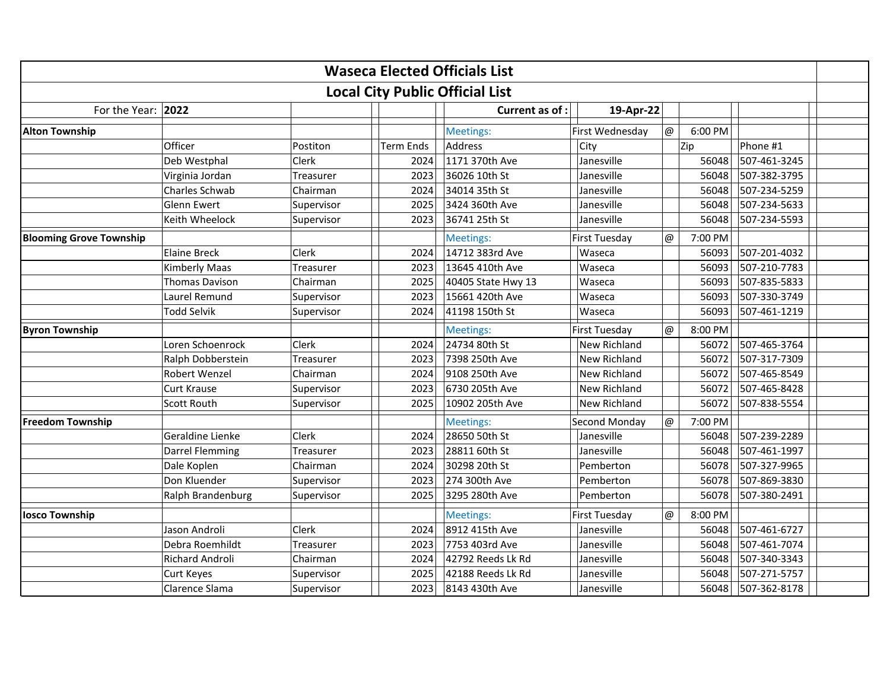# Waseca Elected Officials List

## Local City Public Official List

| For the Year: | 2022 | | | Current as of : | 19-Apr-22 | | | |
|---|---|---|---|---|---|---|---|---|
| **Alton Township** | | | | Meetings: | First Wednesday | @ | 6:00 PM | |
| | Officer | Postiton | Term Ends | Address | City | | Zip | Phone #1 |
| | Deb Westphal | Clerk | 2024 | 1171 370th Ave | Janesville | | 56048 | 507-461-3245 |
| | Virginia Jordan | Treasurer | 2023 | 36026 10th St | Janesville | | 56048 | 507-382-3795 |
| | Charles Schwab | Chairman | 2024 | 34014 35th St | Janesville | | 56048 | 507-234-5259 |
| | Glenn Ewert | Supervisor | 2025 | 3424 360th Ave | Janesville | | 56048 | 507-234-5633 |
| | Keith Wheelock | Supervisor | 2023 | 36741 25th St | Janesville | | 56048 | 507-234-5593 |
| **Blooming Grove Township** | | | | Meetings: | First Tuesday | @ | 7:00 PM | |
| | Elaine Breck | Clerk | 2024 | 14712 383rd Ave | Waseca | | 56093 | 507-201-4032 |
| | Kimberly Maas | Treasurer | 2023 | 13645 410th Ave | Waseca | | 56093 | 507-210-7783 |
| | Thomas Davison | Chairman | 2025 | 40405 State Hwy 13 | Waseca | | 56093 | 507-835-5833 |
| | Laurel Remund | Supervisor | 2023 | 15661 420th Ave | Waseca | | 56093 | 507-330-3749 |
| | Todd Selvik | Supervisor | 2024 | 41198 150th St | Waseca | | 56093 | 507-461-1219 |
| **Byron Township** | | | | Meetings: | First Tuesday | @ | 8:00 PM | |
| | Loren Schoenrock | Clerk | 2024 | 24734 80th St | New Richland | | 56072 | 507-465-3764 |
| | Ralph Dobberstein | Treasurer | 2023 | 7398 250th Ave | New Richland | | 56072 | 507-317-7309 |
| | Robert Wenzel | Chairman | 2024 | 9108 250th Ave | New Richland | | 56072 | 507-465-8549 |
| | Curt Krause | Supervisor | 2023 | 6730 205th Ave | New Richland | | 56072 | 507-465-8428 |
| | Scott Routh | Supervisor | 2025 | 10902 205th Ave | New Richland | | 56072 | 507-838-5554 |
| **Freedom Township** | | | | Meetings: | Second Monday | @ | 7:00 PM | |
| | Geraldine Lienke | Clerk | 2024 | 28650 50th St | Janesville | | 56048 | 507-239-2289 |
| | Darrel Flemming | Treasurer | 2023 | 28811 60th St | Janesville | | 56048 | 507-461-1997 |
| | Dale Koplen | Chairman | 2024 | 30298 20th St | Pemberton | | 56078 | 507-327-9965 |
| | Don Kluender | Supervisor | 2023 | 274 300th Ave | Pemberton | | 56078 | 507-869-3830 |
| | Ralph Brandenburg | Supervisor | 2025 | 3295 280th Ave | Pemberton | | 56078 | 507-380-2491 |
| **Iosco Township** | | | | Meetings: | First Tuesday | @ | 8:00 PM | |
| | Jason Androli | Clerk | 2024 | 8912 415th Ave | Janesville | | 56048 | 507-461-6727 |
| | Debra Roemhildt | Treasurer | 2023 | 7753 403rd Ave | Janesville | | 56048 | 507-461-7074 |
| | Richard Androli | Chairman | 2024 | 42792 Reeds Lk Rd | Janesville | | 56048 | 507-340-3343 |
| | Curt Keyes | Supervisor | 2025 | 42188 Reeds Lk Rd | Janesville | | 56048 | 507-271-5757 |
| | Clarence Slama | Supervisor | 2023 | 8143 430th Ave | Janesville | | 56048 | 507-362-8178 |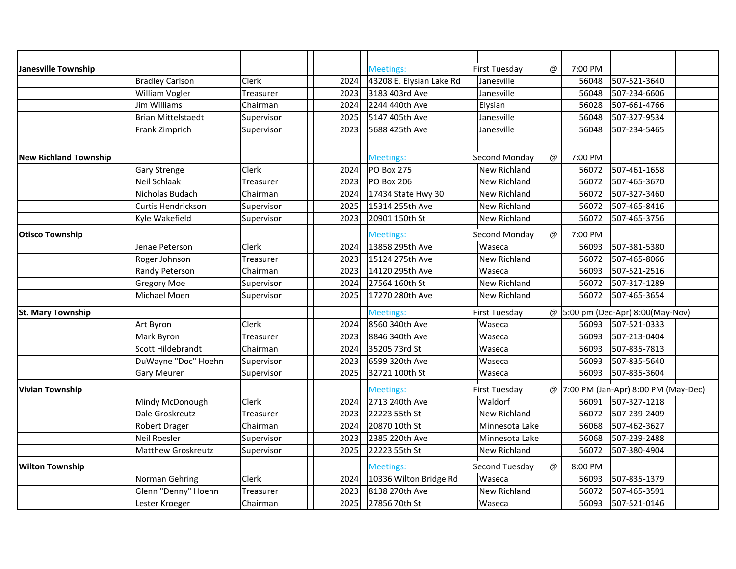| | | | | | | | | | |
|---|---|---|---|---|---|---|---|---|---|
| **Janesville Township** | | | | Meetings: | First Tuesday | @ | 7:00 PM | | |
| | Bradley Carlson | Clerk | 2024 | 43208 E. Elysian Lake Rd | Janesville | | 56048 | 507-521-3640 | |
| | William Vogler | Treasurer | 2023 | 3183 403rd Ave | Janesville | | 56048 | 507-234-6606 | |
| | Jim Williams | Chairman | 2024 | 2244 440th Ave | Elysian | | 56028 | 507-661-4766 | |
| | Brian Mittelstaedt | Supervisor | 2025 | 5147 405th Ave | Janesville | | 56048 | 507-327-9534 | |
| | Frank Zimprich | Supervisor | 2023 | 5688 425th Ave | Janesville | | 56048 | 507-234-5465 | |
| | | | | | | | | | |
| **New Richland Township** | | | | Meetings: | Second Monday | @ | 7:00 PM | | |
| | Gary Strenge | Clerk | 2024 | PO Box 275 | New Richland | | 56072 | 507-461-1658 | |
| | Neil Schlaak | Treasurer | 2023 | PO Box 206 | New Richland | | 56072 | 507-465-3670 | |
| | Nicholas Budach | Chairman | 2024 | 17434 State Hwy 30 | New Richland | | 56072 | 507-327-3460 | |
| | Curtis Hendrickson | Supervisor | 2025 | 15314 255th Ave | New Richland | | 56072 | 507-465-8416 | |
| | Kyle Wakefield | Supervisor | 2023 | 20901 150th St | New Richland | | 56072 | 507-465-3756 | |
| **Otisco Township** | | | | Meetings: | Second Monday | @ | 7:00 PM | | |
| | Jenae Peterson | Clerk | 2024 | 13858 295th Ave | Waseca | | 56093 | 507-381-5380 | |
| | Roger Johnson | Treasurer | 2023 | 15124 275th Ave | New Richland | | 56072 | 507-465-8066 | |
| | Randy Peterson | Chairman | 2023 | 14120 295th Ave | Waseca | | 56093 | 507-521-2516 | |
| | Gregory Moe | Supervisor | 2024 | 27564 160th St | New Richland | | 56072 | 507-317-1289 | |
| | Michael Moen | Supervisor | 2025 | 17270 280th Ave | New Richland | | 56072 | 507-465-3654 | |
| **St. Mary Township** | | | | Meetings: | First Tuesday | @ | 5:00 pm (Dec-Apr) 8:00(May-Nov) | | |
| | Art Byron | Clerk | 2024 | 8560 340th Ave | Waseca | | 56093 | 507-521-0333 | |
| | Mark Byron | Treasurer | 2023 | 8846 340th Ave | Waseca | | 56093 | 507-213-0404 | |
| | Scott Hildebrandt | Chairman | 2024 | 35205 73rd St | Waseca | | 56093 | 507-835-7813 | |
| | DuWayne "Doc" Hoehn | Supervisor | 2023 | 6599 320th Ave | Waseca | | 56093 | 507-835-5640 | |
| | Gary Meurer | Supervisor | 2025 | 32721 100th St | Waseca | | 56093 | 507-835-3604 | |
| **Vivian Township** | | | | Meetings: | First Tuesday | @ | 7:00 PM (Jan-Apr) 8:00 PM (May-Dec) | | |
| | Mindy McDonough | Clerk | 2024 | 2713 240th Ave | Waldorf | | 56091 | 507-327-1218 | |
| | Dale Groskreutz | Treasurer | 2023 | 22223 55th St | New Richland | | 56072 | 507-239-2409 | |
| | Robert Drager | Chairman | 2024 | 20870 10th St | Minnesota Lake | | 56068 | 507-462-3627 | |
| | Neil Roesler | Supervisor | 2023 | 2385 220th Ave | Minnesota Lake | | 56068 | 507-239-2488 | |
| | Matthew Groskreutz | Supervisor | 2025 | 22223 55th St | New Richland | | 56072 | 507-380-4904 | |
| **Wilton Township** | | | | Meetings: | Second Tuesday | @ | 8:00 PM | | |
| | Norman Gehring | Clerk | 2024 | 10336 Wilton Bridge Rd | Waseca | | 56093 | 507-835-1379 | |
| | Glenn "Denny" Hoehn | Treasurer | 2023 | 8138 270th Ave | New Richland | | 56072 | 507-465-3591 | |
| | Lester Kroeger | Chairman | 2025 | 27856 70th St | Waseca | | 56093 | 507-521-0146 | |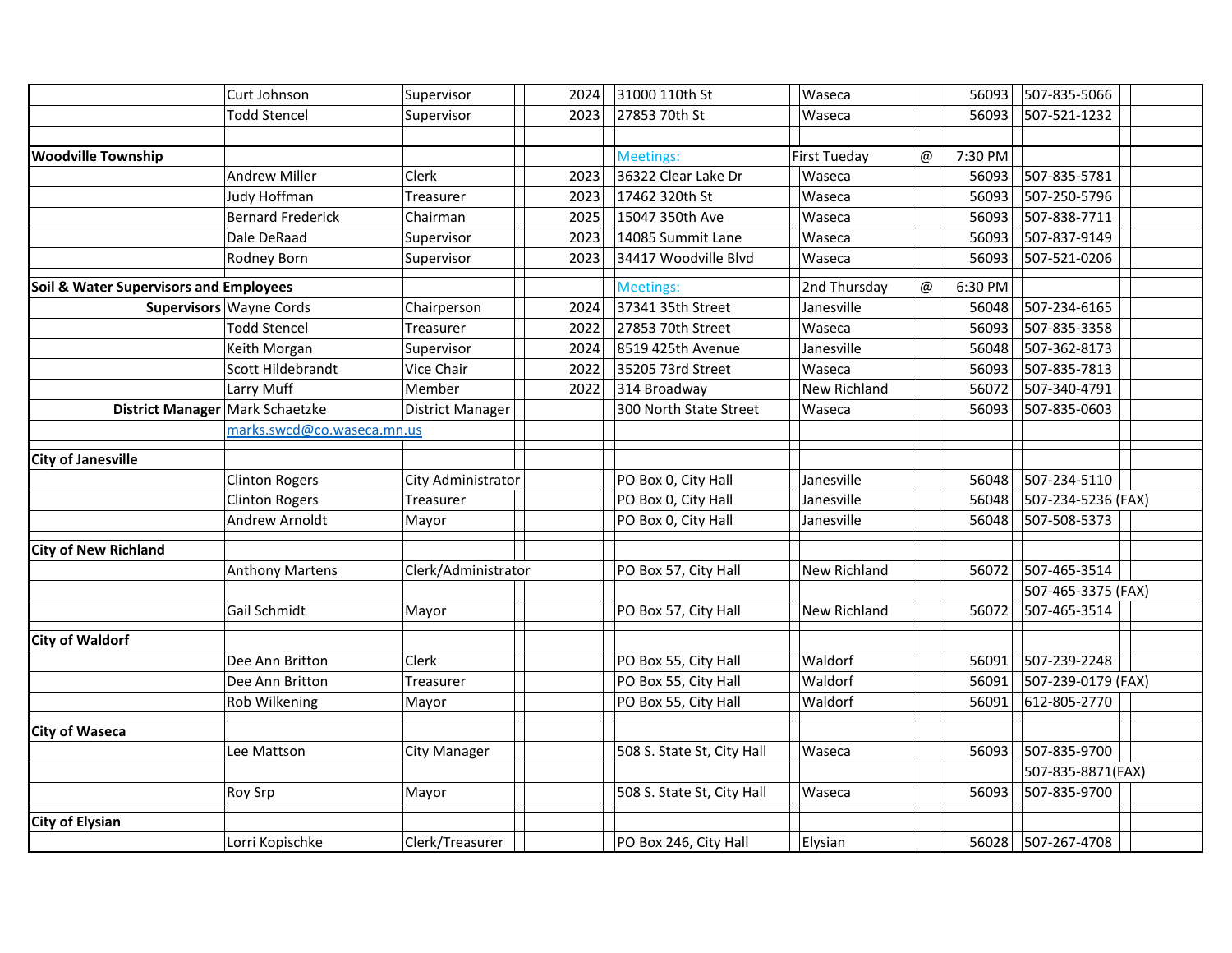| | | | | | | | | | | | | |
|---|---|---|---|---|---|---|---|---|---|---|---|---|
| | Curt Johnson | Supervisor | | 2024 | 31000 110th St | | Waseca | | 56093 | 507-835-5066 | | |
| | Todd Stencel | Supervisor | | 2023 | 27853 70th St | | Waseca | | 56093 | 507-521-1232 | | |
| | | | | | | | | | | | | |
| **Woodville Township** | | | | | Meetings: | First Tueday | | @ | 7:30 PM | | | |
| | Andrew Miller | Clerk | | 2023 | 36322 Clear Lake Dr | | Waseca | | 56093 | 507-835-5781 | | |
| | Judy Hoffman | Treasurer | | 2023 | 17462 320th St | | Waseca | | 56093 | 507-250-5796 | | |
| | Bernard Frederick | Chairman | | 2025 | 15047 350th Ave | | Waseca | | 56093 | 507-838-7711 | | |
| | Dale DeRaad | Supervisor | | 2023 | 14085 Summit Lane | | Waseca | | 56093 | 507-837-9149 | | |
| | Rodney Born | Supervisor | | 2023 | 34417 Woodville Blvd | | Waseca | | 56093 | 507-521-0206 | | |
| **Soil & Water Supervisors and Employees** | | | | | Meetings: | 2nd Thursday | | @ | 6:30 PM | | | |
| **Supervisors** | Wayne Cords | Chairperson | | 2024 | 37341 35th Street | | Janesville | | 56048 | 507-234-6165 | | |
| | Todd Stencel | Treasurer | | 2022 | 27853 70th Street | | Waseca | | 56093 | 507-835-3358 | | |
| | Keith Morgan | Supervisor | | 2024 | 8519 425th Avenue | | Janesville | | 56048 | 507-362-8173 | | |
| | Scott Hildebrandt | Vice Chair | | 2022 | 35205 73rd Street | | Waseca | | 56093 | 507-835-7813 | | |
| | Larry Muff | Member | | 2022 | 314 Broadway | | New Richland | | 56072 | 507-340-4791 | | |
| **District Manager** | Mark Schaetzke | District Manager | | | 300 North State Street | | Waseca | | 56093 | 507-835-0603 | | |
| | marks.swcd@co.waseca.mn.us | | | | | | | | | | | |
| **City of Janesville** | | | | | | | | | | | | |
| | Clinton Rogers | City Administrator | | | PO Box 0, City Hall | | Janesville | | 56048 | 507-234-5110 | | |
| | Clinton Rogers | Treasurer | | | PO Box 0, City Hall | | Janesville | | 56048 | 507-234-5236 (FAX) | | |
| | Andrew Arnoldt | Mayor | | | PO Box 0, City Hall | | Janesville | | 56048 | 507-508-5373 | | |
| **City of New Richland** | | | | | | | | | | | | |
| | Anthony Martens | Clerk/Administrator | | | PO Box 57, City Hall | | New Richland | | 56072 | 507-465-3514 | | |
| | | | | | | | | | | 507-465-3375 (FAX) | | |
| | Gail Schmidt | Mayor | | | PO Box 57, City Hall | | New Richland | | 56072 | 507-465-3514 | | |
| **City of Waldorf** | | | | | | | | | | | | |
| | Dee Ann Britton | Clerk | | | PO Box 55, City Hall | | Waldorf | | 56091 | 507-239-2248 | | |
| | Dee Ann Britton | Treasurer | | | PO Box 55, City Hall | | Waldorf | | 56091 | 507-239-0179 (FAX) | | |
| | Rob Wilkening | Mayor | | | PO Box 55, City Hall | | Waldorf | | 56091 | 612-805-2770 | | |
| **City of Waseca** | | | | | | | | | | | | |
| | Lee Mattson | City Manager | | | 508 S. State St, City Hall | | Waseca | | 56093 | 507-835-9700 | | |
| | | | | | | | | | | 507-835-8871(FAX) | | |
| | Roy Srp | Mayor | | | 508 S. State St, City Hall | | Waseca | | 56093 | 507-835-9700 | | |
| **City of Elysian** | | | | | | | | | | | | |
| | Lorri Kopischke | Clerk/Treasurer | | | PO Box 246, City Hall | | Elysian | | 56028 | 507-267-4708 | | |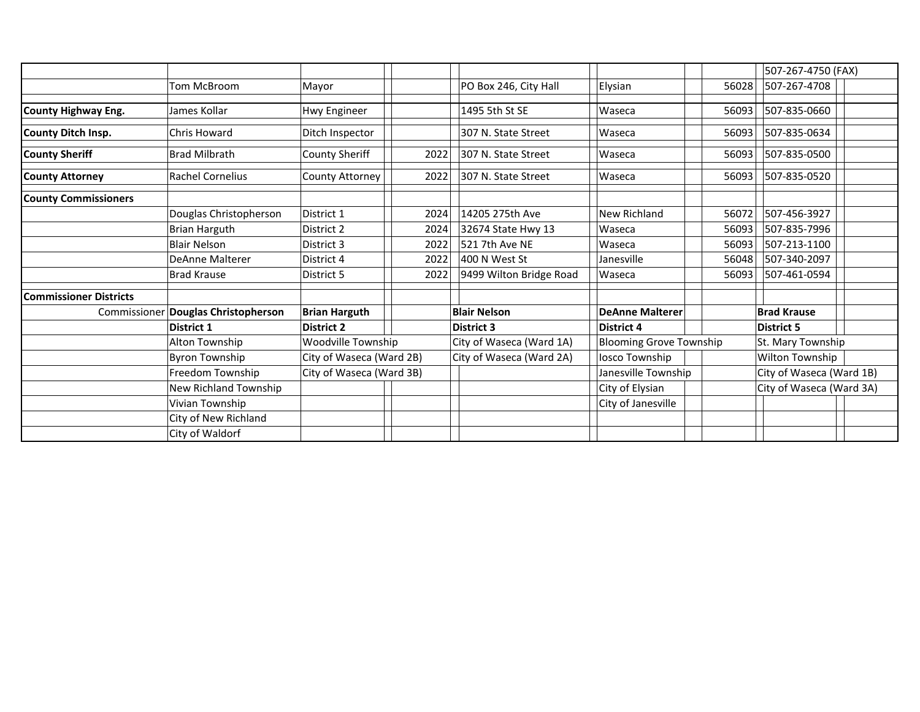| | | | | | | | |
|---|---|---|---|---|---|---|---|
| | | | | | | | 507-267-4750 (FAX) |
| | Tom McBroom | Mayor | | PO Box 246, City Hall | Elysian | 56028 | 507-267-4708 |
| **County Highway Eng.** | James Kollar | Hwy Engineer | | 1495 5th St SE | Waseca | 56093 | 507-835-0660 |
| **County Ditch Insp.** | Chris Howard | Ditch Inspector | | 307 N. State Street | Waseca | 56093 | 507-835-0634 |
| **County Sheriff** | Brad Milbrath | County Sheriff | 2022 | 307 N. State Street | Waseca | 56093 | 507-835-0500 |
| **County Attorney** | Rachel Cornelius | County Attorney | 2022 | 307 N. State Street | Waseca | 56093 | 507-835-0520 |
| **County Commissioners** | | | | | | | |
| | Douglas Christopherson | District 1 | 2024 | 14205 275th Ave | New Richland | 56072 | 507-456-3927 |
| | Brian Harguth | District 2 | 2024 | 32674 State Hwy 13 | Waseca | 56093 | 507-835-7996 |
| | Blair Nelson | District 3 | 2022 | 521 7th Ave NE | Waseca | 56093 | 507-213-1100 |
| | DeAnne Malterer | District 4 | 2022 | 400 N West St | Janesville | 56048 | 507-340-2097 |
| | Brad Krause | District 5 | 2022 | 9499 Wilton Bridge Road | Waseca | 56093 | 507-461-0594 |

| | | | | | |
|---|---|---|---|---|---|
| **Commissioner Districts** | | | | | |
| Commissioner | **Douglas Christopherson** | **Brian Harguth** | **Blair Nelson** | **DeAnne Malterer** | **Brad Krause** |
| | **District 1** | **District 2** | **District 3** | **District 4** | **District 5** |
| | Alton Township | Woodville Township | City of Waseca (Ward 1A) | Blooming Grove Township | St. Mary Township |
| | Byron Township | City of Waseca (Ward 2B) | City of Waseca (Ward 2A) | Iosco Township | Wilton Township |
| | Freedom Township | City of Waseca (Ward 3B) | | Janesville Township | City of Waseca (Ward 1B) |
| | New Richland Township | | | City of Elysian | City of Waseca (Ward 3A) |
| | Vivian Township | | | City of Janesville | |
| | City of New Richland | | | | |
| | City of Waldorf | | | | |